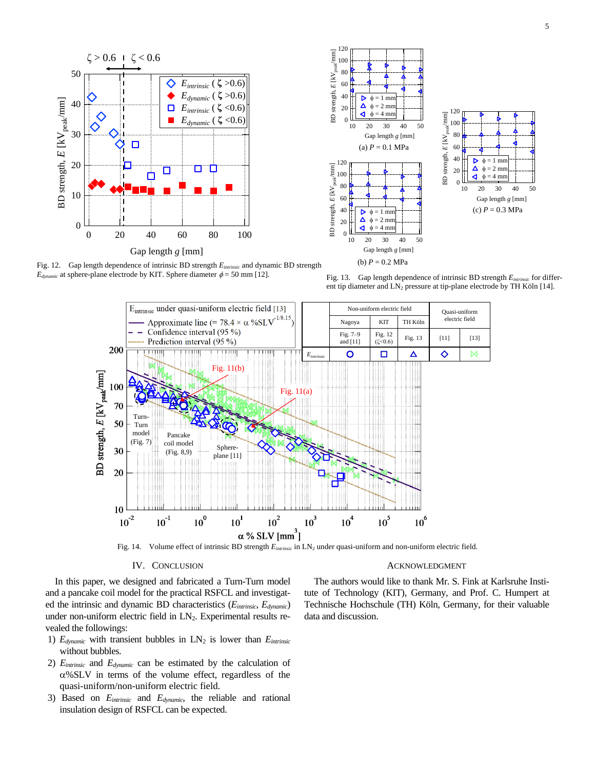Fig. 12. Gap length dependence of intrinsic BD strength $E_{intrinsic}$ and dynamic BD strength $E_{dynamic}$ at sphere-plane electrode by KIT. Sphere diameter $\phi = 50$ mm [12].

Fig. 13. Gap length dependence of intrinsic BD strength $E_{intrinsic}$ for different tip diameter and $LN_2$ pressure at tip-plane electrode by TH Köln [14].

Fig. 14. Volume effect of intrinsic BD strength $E_{intrinsic}$ in $LN_2$ under quasi-uniform and non-uniform electric field.

## IV. Conclusion

In this paper, we designed and fabricated a Turn-Turn model and a pancake coil model for the practical RSFCL and investigated the intrinsic and dynamic BD characteristics ($E_{intrinsic}$, $E_{dynamic}$) under non-uniform electric field in $LN_2$. Experimental results revealed the followings:

1) $E_{dynamic}$ with transient bubbles in $LN_2$ is lower than $E_{intrinsic}$ without bubbles.
2) $E_{intrinsic}$ and $E_{dynamic}$ can be estimated by the calculation of α%SLV in terms of the volume effect, regardless of the quasi-uniform/non-uniform electric field.
3) Based on $E_{intrinsic}$ and $E_{dynamic}$, the reliable and rational insulation design of RSFCL can be expected.

## Acknowledgment

The authors would like to thank Mr. S. Fink at Karlsruhe Institute of Technology (KIT), Germany, and Prof. C. Humpert at Technische Hochschule (TH) Köln, Germany, for their valuable data and discussion.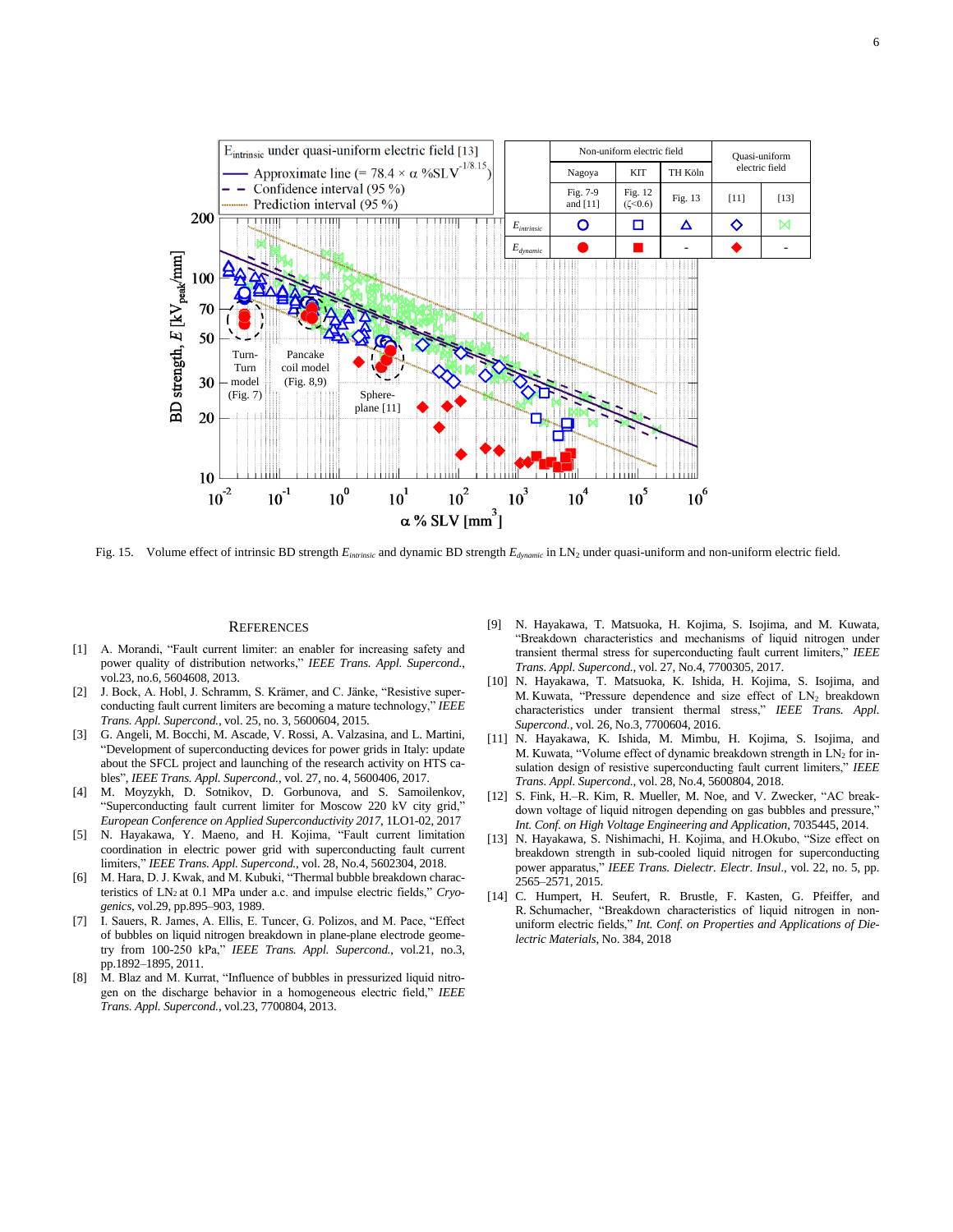$E_{intrinsic}$ under quasi-uniform electric field [13]

Approximate line (= 78.4 × α %SLV$^{-1/8.15}$)

Confidence interval (95 %)

Prediction interval (95 %)

| | Non-uniform electric field | | | Quasi-uniform electric field | |
|---|---|---|---|---|---|
| | Nagoya | KIT | TH Köln | | |
| | Fig. 7-9 and [11] | Fig. 12 (ζ<0.6) | Fig. 13 | [11] | [13] |
| $E_{intrinsic}$ | ○ | □ | △ | ◇ | ⋈ |
| $E_{dynamic}$ | ● | ■ | - | ◆ | - |

BD strength, $E$ [$kV_{peak}$/mm]

200, 100, 70, 50, 30, 20, 10

Turn-Turn model (Fig. 7)

Pancake coil model (Fig. 8,9)

Sphere-plane [11]

$10^{-2}$ $10^{-1}$ $10^{0}$ $10^{1}$ $10^{2}$ $10^{3}$ $10^{4}$ $10^{5}$ $10^{6}$

α % SLV [$mm^3$]

Fig. 15. Volume effect of intrinsic BD strength $E_{intrinsic}$ and dynamic BD strength $E_{dynamic}$ in $LN_2$ under quasi-uniform and non-uniform electric field.

## References

[1] A. Morandi, "Fault current limiter: an enabler for increasing safety and power quality of distribution networks," *IEEE Trans. Appl. Supercond.*, vol.23, no.6, 5604608, 2013.

[2] J. Bock, A. Hobl, J. Schramm, S. Krämer, and C. Jänke, "Resistive superconducting fault current limiters are becoming a mature technology," *IEEE Trans. Appl. Supercond.*, vol. 25, no. 3, 5600604, 2015.

[3] G. Angeli, M. Bocchi, M. Ascade, V. Rossi, A. Valzasina, and L. Martini, "Development of superconducting devices for power grids in Italy: update about the SFCL project and launching of the research activity on HTS cables", *IEEE Trans. Appl. Supercond.*, vol. 27, no. 4, 5600406, 2017.

[4] M. Moyzykh, D. Sotnikov, D. Gorbunova, and S. Samoilenkov, "Superconducting fault current limiter for Moscow 220 kV city grid," *European Conference on Applied Superconductivity 2017*, 1LO1-02, 2017

[5] N. Hayakawa, Y. Maeno, and H. Kojima, "Fault current limitation coordination in electric power grid with superconducting fault current limiters," *IEEE Trans. Appl. Supercond.*, vol. 28, No.4, 5602304, 2018.

[6] M. Hara, D. J. Kwak, and M. Kubuki, "Thermal bubble breakdown characteristics of $LN_2$ at 0.1 MPa under a.c. and impulse electric fields," *Cryogenics*, vol.29, pp.895–903, 1989.

[7] I. Sauers, R. James, A. Ellis, E. Tuncer, G. Polizos, and M. Pace, "Effect of bubbles on liquid nitrogen breakdown in plane-plane electrode geometry from 100-250 kPa," *IEEE Trans. Appl. Supercond.*, vol.21, no.3, pp.1892–1895, 2011.

[8] M. Blaz and M. Kurrat, "Influence of bubbles in pressurized liquid nitrogen on the discharge behavior in a homogeneous electric field," *IEEE Trans. Appl. Supercond.*, vol.23, 7700804, 2013.

[9] N. Hayakawa, T. Matsuoka, H. Kojima, S. Isojima, and M. Kuwata, "Breakdown characteristics and mechanisms of liquid nitrogen under transient thermal stress for superconducting fault current limiters," *IEEE Trans. Appl. Supercond.*, vol. 27, No.4, 7700305, 2017.

[10] N. Hayakawa, T. Matsuoka, K. Ishida, H. Kojima, S. Isojima, and M. Kuwata, "Pressure dependence and size effect of $LN_2$ breakdown characteristics under transient thermal stress," *IEEE Trans. Appl. Supercond.*, vol. 26, No.3, 7700604, 2016.

[11] N. Hayakawa, K. Ishida, M. Mimbu, H. Kojima, S. Isojima, and M. Kuwata, "Volume effect of dynamic breakdown strength in $LN_2$ for insulation design of resistive superconducting fault current limiters," *IEEE Trans. Appl. Supercond.*, vol. 28, No.4, 5600804, 2018.

[12] S. Fink, H.–R. Kim, R. Mueller, M. Noe, and V. Zwecker, "AC breakdown voltage of liquid nitrogen depending on gas bubbles and pressure," *Int. Conf. on High Voltage Engineering and Application*, 7035445, 2014.

[13] N. Hayakawa, S. Nishimachi, H. Kojima, and H.Okubo, "Size effect on breakdown strength in sub-cooled liquid nitrogen for superconducting power apparatus," *IEEE Trans. Dielectr. Electr. Insul.*, vol. 22, no. 5, pp. 2565–2571, 2015.

[14] C. Humpert, H. Seufert, R. Brustle, F. Kasten, G. Pfeiffer, and R. Schumacher, "Breakdown characteristics of liquid nitrogen in non-uniform electric fields," *Int. Conf. on Properties and Applications of Dielectric Materials*, No. 384, 2018